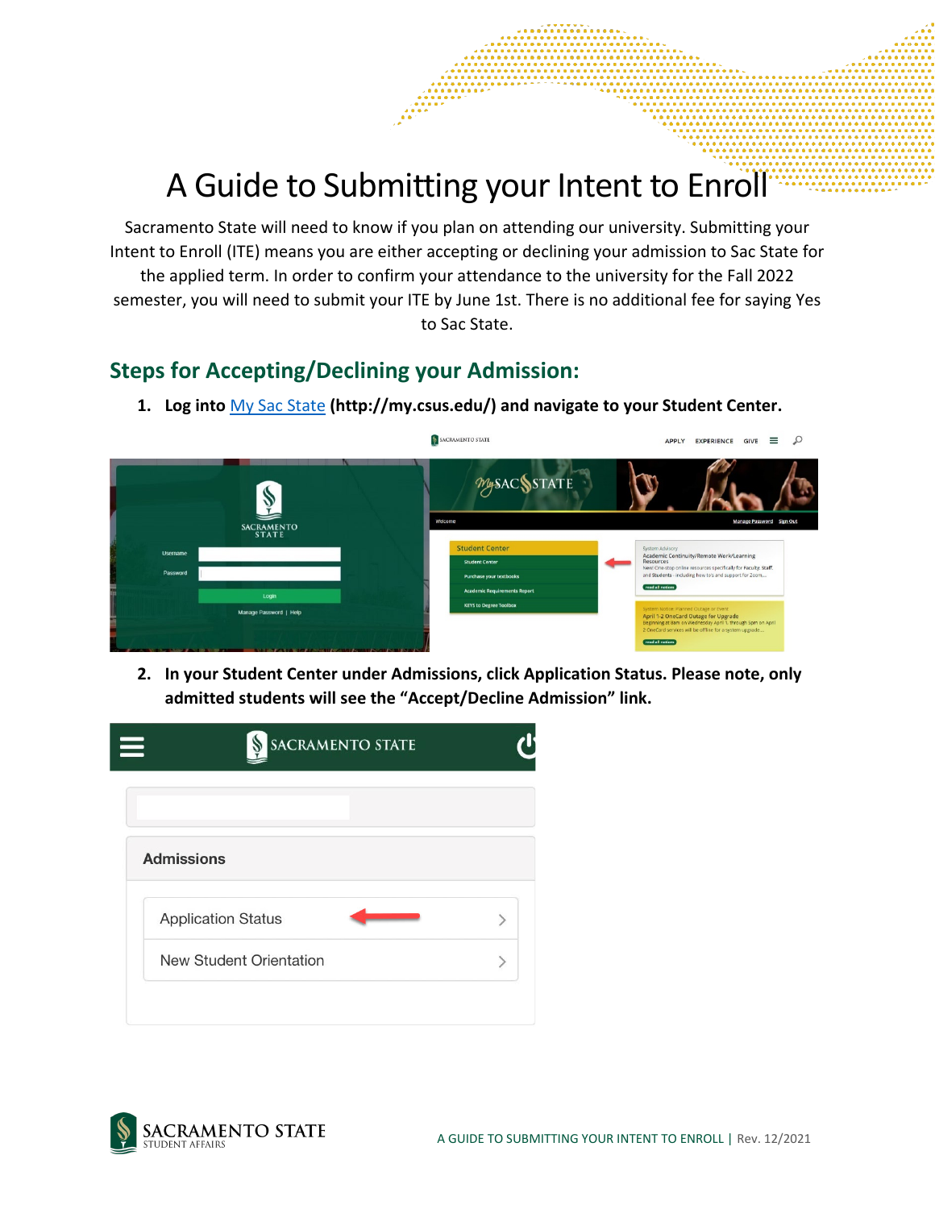# A Guide to Submitting your Intent to Enroll

Sacramento State will need to know if you plan on attending our university. Submitting your Intent to Enroll (ITE) means you are either accepting or declining your admission to Sac State for the applied term. In order to confirm your attendance to the university for the Fall 2022 semester, you will need to submit your ITE by June 1st. There is no additional fee for saying Yes to Sac State.

## Steps for Accepting/Declining your Admission:

1. **Log into My Sac State (http://my.csus.edu/) and navigate to your Student Center.**

2. **In your Student Center under Admissions, click Application Status. Please note, only admitted students will see the "Accept/Decline Admission" link.**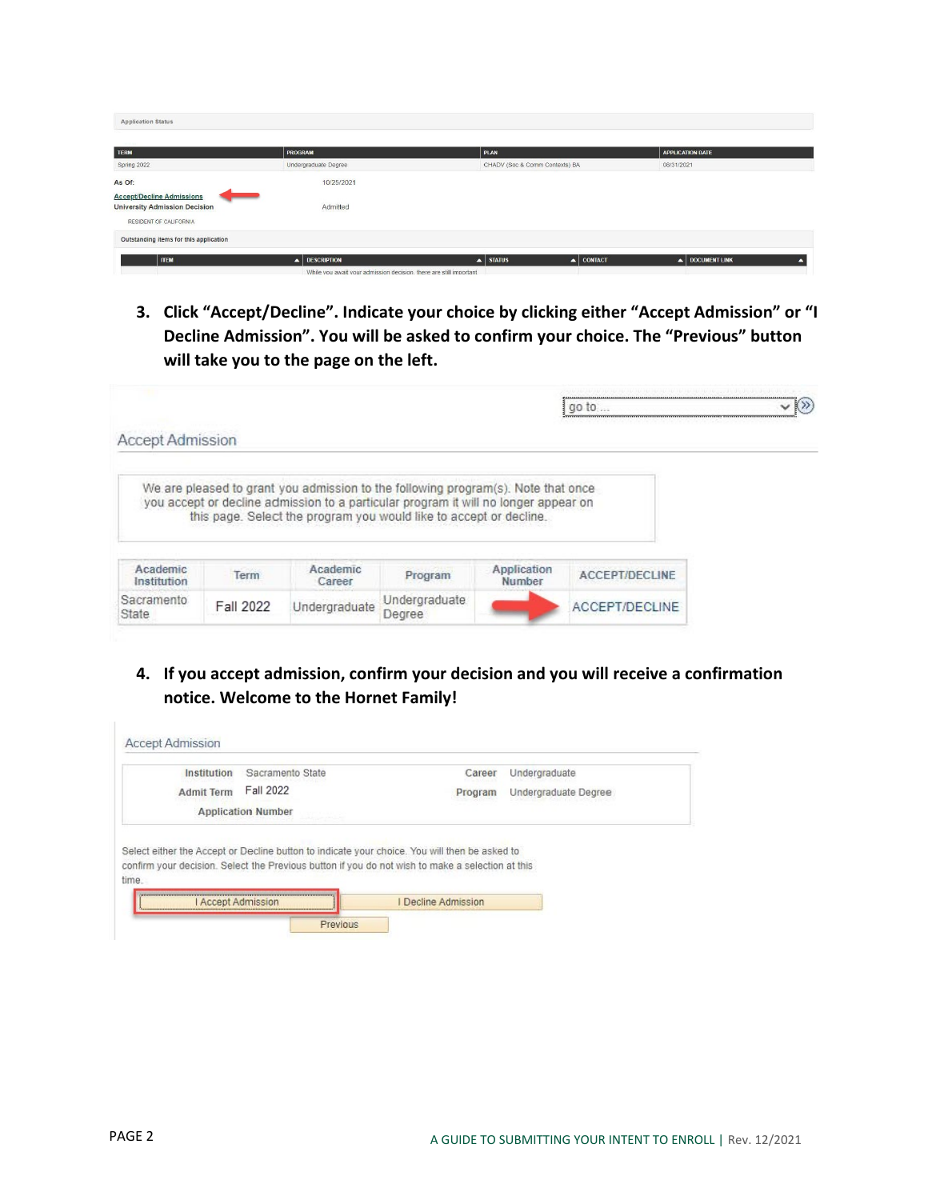Application Status

| TERM | PROGRAM | PLAN | APPLICATION DATE |
|---|---|---|---|
| Spring 2022 | Undergraduate Degree | CHADV (Soc & Comm Contexts) BA | 08/31/2021 |

As Of: 10/25/2021

Accept/Decline Admissions

University Admission Decision: Admitted

RESIDENT OF CALIFORNIA

Outstanding items for this application

| ITEM | DESCRIPTION | STATUS | CONTACT | DOCUMENT LINK |
|---|---|---|---|---|
| | While you await your admission decision, there are still important | | | |

3. **Click "Accept/Decline". Indicate your choice by clicking either "Accept Admission" or "I Decline Admission". You will be asked to confirm your choice. The "Previous" button will take you to the page on the left.**

go to ...

Accept Admission

We are pleased to grant you admission to the following program(s). Note that once you accept or decline admission to a particular program it will no longer appear on this page. Select the program you would like to accept or decline.

| Academic Institution | Term | Academic Career | Program | Application Number | ACCEPT/DECLINE |
|---|---|---|---|---|---|
| Sacramento State | Fall 2022 | Undergraduate | Undergraduate Degree | | ACCEPT/DECLINE |

4. **If you accept admission, confirm your decision and you will receive a confirmation notice. Welcome to the Hornet Family!**

Accept Admission

Institution: Sacramento State — Career: Undergraduate

Admit Term: Fall 2022 — Program: Undergraduate Degree

Application Number

Select either the Accept or Decline button to indicate your choice. You will then be asked to confirm your decision. Select the Previous button if you do not wish to make a selection at this time.

I Accept Admission | I Decline Admission

Previous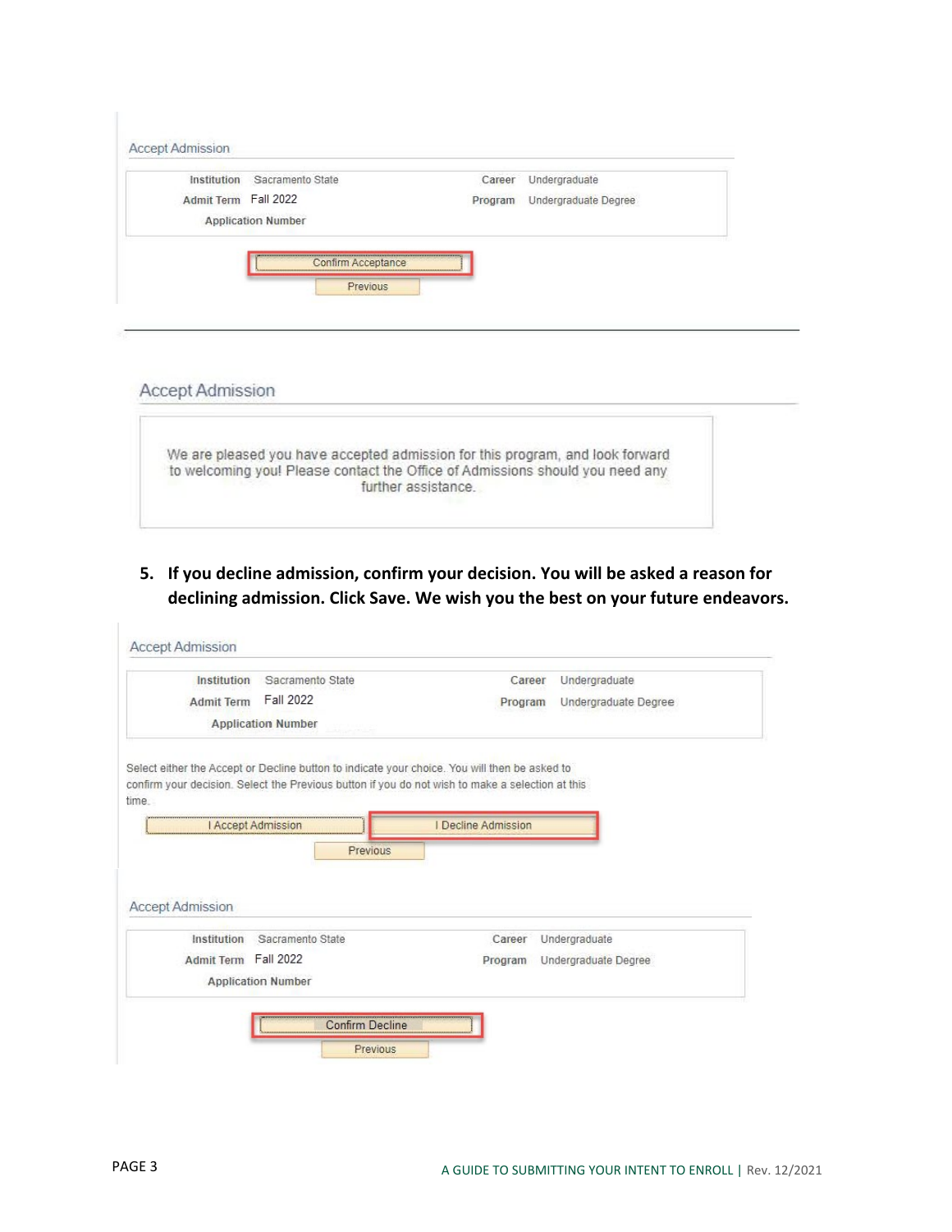Accept Admission

| | | | |
|---|---|---|---|
| Institution | Sacramento State | Career | Undergraduate |
| Admit Term | Fall 2022 | Program | Undergraduate Degree |
| Application Number | | | |

Confirm Acceptance

Previous

Accept Admission

We are pleased you have accepted admission for this program, and look forward to welcoming you! Please contact the Office of Admissions should you need any further assistance.

5. **If you decline admission, confirm your decision. You will be asked a reason for declining admission. Click Save. We wish you the best on your future endeavors.**

Accept Admission

| | | | |
|---|---|---|---|
| Institution | Sacramento State | Career | Undergraduate |
| Admit Term | Fall 2022 | Program | Undergraduate Degree |
| Application Number | | | |

Select either the Accept or Decline button to indicate your choice. You will then be asked to confirm your decision. Select the Previous button if you do not wish to make a selection at this time.

I Accept Admission | I Decline Admission

Previous

Accept Admission

| | | | |
|---|---|---|---|
| Institution | Sacramento State | Career | Undergraduate |
| Admit Term | Fall 2022 | Program | Undergraduate Degree |
| Application Number | | | |

Confirm Decline

Previous

A GUIDE TO SUBMITTING YOUR INTENT TO ENROLL | Rev. 12/2021